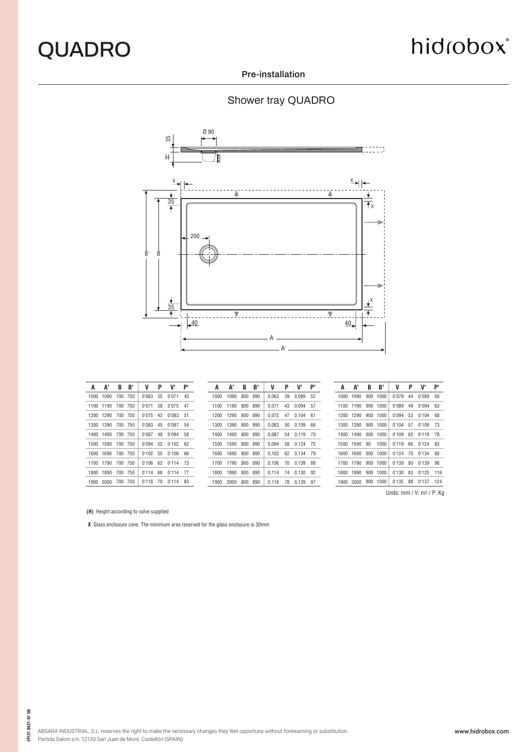# QUADRO

hidrobox

**Pre-installation**

## Shower tray QUADRO

Ø 90

35

H

X

X

35

X

200

B'

B

35

X

40

40

A

A'

| A | A' | B | B' | V | P | V' | P' |
|---|---|---|---|---|---|---|---|
| 1000 | 1090 | 700 | 750 | 0'063 | 35 | 0'071 | 43 |
| 1100 | 1190 | 700 | 750 | 0'071 | 38 | 0'075 | 47 |
| 1200 | 1290 | 700 | 750 | 0'075 | 42 | 0'083 | 51 |
| 1300 | 1390 | 700 | 750 | 0'083 | 45 | 0'087 | 54 |
| 1400 | 1490 | 700 | 750 | 0'087 | 48 | 0'094 | 58 |
| 1500 | 1590 | 700 | 750 | 0'094 | 52 | 0'102 | 62 |
| 1600 | 1690 | 700 | 750 | 0'102 | 55 | 0'106 | 66 |
| 1700 | 1790 | 700 | 750 | 0'106 | 62 | 0'114 | 73 |
| 1800 | 1890 | 700 | 750 | 0'114 | 66 | 0'114 | 77 |
| 1900 | 2000 | 700 | 750 | 0'118 | 70 | 0'114 | 83 |

| A | A' | B | B' | V | P | V' | P' |
|---|---|---|---|---|---|---|---|
| 1000 | 1090 | 800 | 890 | 0,063 | 39 | 0,089 | 52 |
| 1100 | 1190 | 800 | 890 | 0,071 | 43 | 0,094 | 57 |
| 1200 | 1290 | 800 | 890 | 0,075 | 47 | 0,104 | 61 |
| 1300 | 1390 | 800 | 890 | 0,083 | 50 | 0,109 | 66 |
| 1400 | 1490 | 800 | 890 | 0,087 | 54 | 0,119 | 70 |
| 1500 | 1590 | 800 | 890 | 0,094 | 58 | 0,124 | 75 |
| 1600 | 1690 | 800 | 890 | 0,102 | 62 | 0,134 | 79 |
| 1700 | 1790 | 800 | 890 | 0,106 | 70 | 0,139 | 88 |
| 1800 | 1890 | 800 | 890 | 0,114 | 74 | 0,130 | 92 |
| 1900 | 2000 | 800 | 890 | 0,118 | 78 | 0,139 | 97 |

| A | A' | B | B' | V | P | V' | P' |
|---|---|---|---|---|---|---|---|
| 1000 | 1090 | 900 | 1000 | 0'079 | 44 | 0'089 | 58 |
| 1100 | 1190 | 900 | 1000 | 0'089 | 49 | 0'094 | 63 |
| 1200 | 1290 | 900 | 1000 | 0'094 | 53 | 0'104 | 68 |
| 1300 | 1390 | 900 | 1000 | 0'104 | 57 | 0'109 | 73 |
| 1400 | 1490 | 900 | 1000 | 0'109 | 62 | 0'119 | 78 |
| 1500 | 1590 | 90 | 1000 | 0'119 | 66 | 0'124 | 83 |
| 1600 | 1690 | 900 | 1000 | 0'124 | 70 | 0'134 | 88 |
| 1700 | 1790 | 900 | 1000 | 0'139 | 80 | 0'139 | 98 |
| 1800 | 1890 | 900 | 1000 | 0'130 | 83 | 0'125 | 116 |
| 1900 | 2000 | 900 | 1000 | 0'135 | 88 | 0'137 | 124 |

Units: mm / V: $m^3$ / P: Kg

**(H)** Height according to valve supplied

**X** Glass enclosure zone. The minimum area reserved for the glass enclosure is 30mm

FP121 0421-01 EN

ABSARA INDUSTRIAL, S.L. reserves the right to make the necessary changes they feel opportune without forewarning or substitution.
Partida Saloni s/n. 12130 San Juan de Moró. Castellón (SPAIN).

**www.hidrobox.com**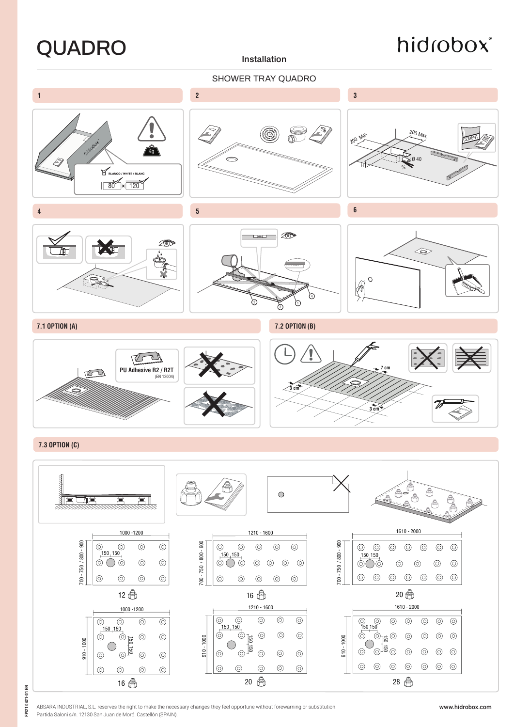# QUADRO

hidrobox®

Installation

## SHOWER TRAY QUADRO

**1**

BLANCO / WHITE / BLANC

80 × 120

**2**

**3**

200 Max

200 Max

Ø 40

H

%

CEMENT

**4**

**5**

**6**

### 7.1 OPTION (A)

PU Adhesive R2 / R2T
(EN 12004)

### 7.2 OPTION (B)

7 cm

3 cm

3 cm

### 7.3 OPTION (C)

1000 -1200
700 - 750 / 800 - 900
150 150
12

1210 - 1600
700 - 750 / 800 - 900
150 150
16

1610 - 2000
700 - 750 / 800 - 900
150 150
20

1000 -1200
910 - 1000
150 150
150 150
16

1210 - 1600
910 - 1000
150 150
150 150
20

1610 - 2000
910 - 1000
150 150
150 150
28

ABSARA INDUSTRIAL, S.L. reserves the right to make the necessary changes they feel opportune without forewarning or substitution.
Partida Saloni s/n. 12130 San Juan de Moró. Castellón (SPAIN).

www.hidrobox.com

FP21 042-01 EN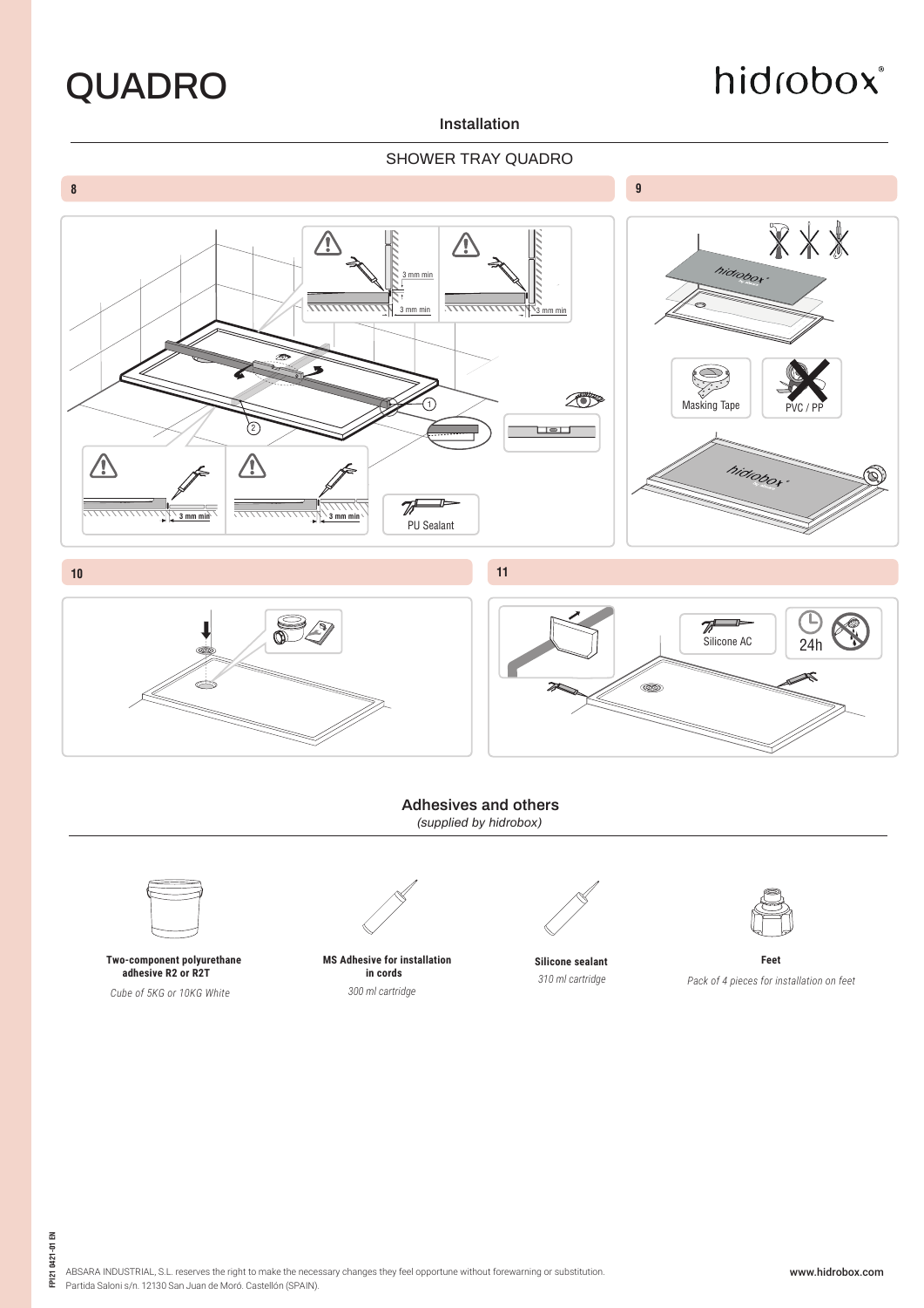# QUADRO

hidrobox®

## Installation

### SHOWER TRAY QUADRO

8

3 mm min

3 mm min

3 mm min

3 mm min

3 mm min

PU Sealant

9

Masking Tape

PVC / PP

10

11

Silicone AC

24h

## Adhesives and others

*(supplied by hidrobox)*

**Two-component polyurethane adhesive R2 or R2T**

*Cube of 5KG or 10KG White*

**MS Adhesive for installation in cords**

*300 ml cartridge*

**Silicone sealant**

*310 ml cartridge*

**Feet**

*Pack of 4 pieces for installation on feet*

FPI21 0421-01 EN

ABSARA INDUSTRIAL, S.L. reserves the right to make the necessary changes they feel opportune without forewarning or substitution.
Partida Saloni s/n. 12130 San Juan de Moró. Castellón (SPAIN).

www.hidrobox.com